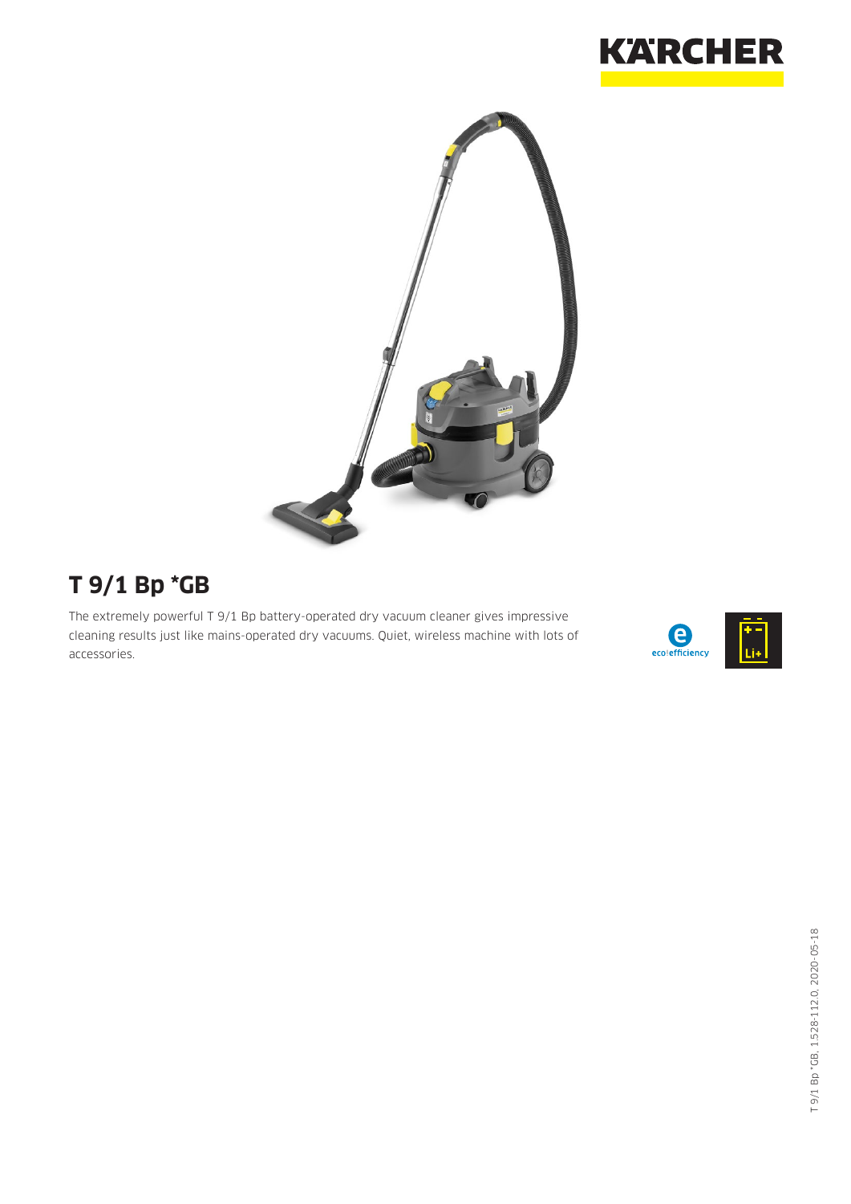# T 9/1 Bp *GB

The extremely powerful T 9/1 Bp battery-operated dry vacuum cleaner gives impressive cleaning results just like mains-operated dry vacuums. Quiet, wireless machine with lots of accessories.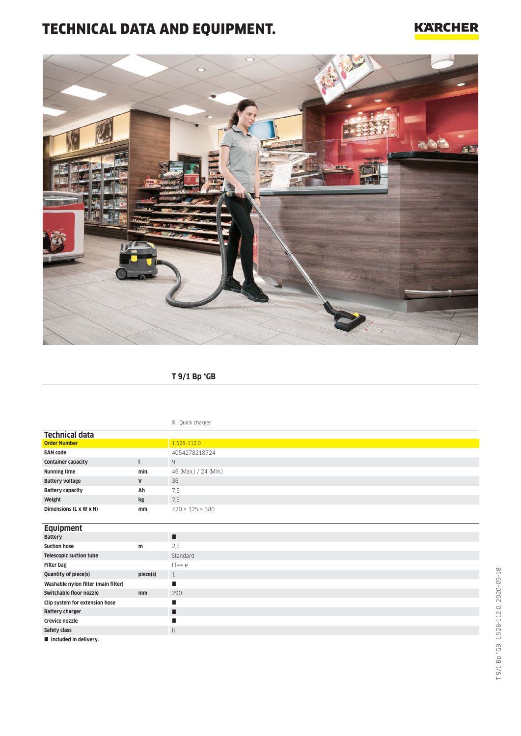# TECHNICAL DATA AND EQUIPMENT.

**T 9/1 Bp *GB**

■ Quick charger

## Technical data

| | | |
|---|---|---|
| **Order Number** | | 1.528-112.0 |
| **EAN code** | | 4054278218724 |
| **Container capacity** | l | 9 |
| **Running time** | min. | 46 (Max.) / 24 (Min.) |
| **Battery voltage** | V | 36 |
| **Battery capacity** | Ah | 7,5 |
| **Weight** | kg | 7,5 |
| **Dimensions (L x W x H)** | mm | 420 × 325 × 380 |

## Equipment

| | | |
|---|---|---|
| **Battery** | | ■ |
| **Suction hose** | m | 2,5 |
| **Telescopic suction tube** | | Standard |
| **Filter bag** | | Fleece |
| **Quantity of piece(s)** | piece(s) | 1 |
| **Washable nylon filter (main filter)** | | ■ |
| **Switchable floor nozzle** | mm | 290 |
| **Clip system for extension hose** | | ■ |
| **Battery charger** | | ■ |
| **Crevice nozzle** | | ■ |
| **Safety class** | | II |

■ **Included in delivery.**

T 9/1 Bp *GB, 1.528-112.0, 2020-05-18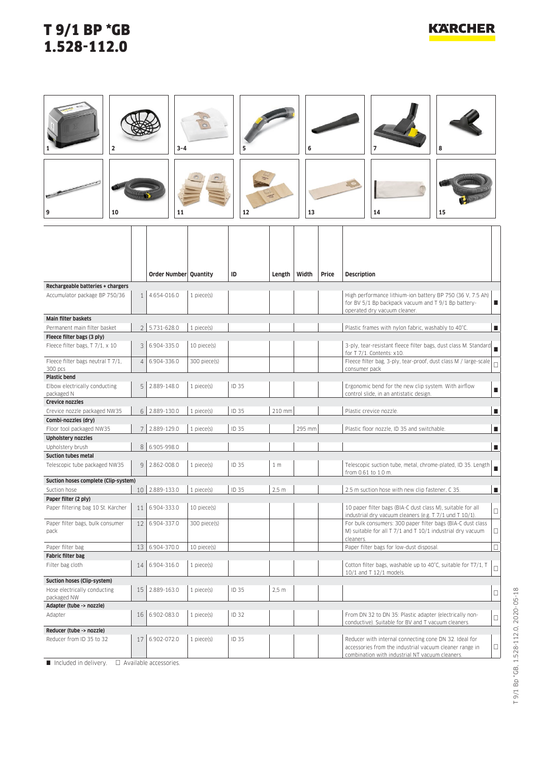# T 9/1 BP *GB
# 1.528-112.0

| | | Order Number | Quantity | ID | Length | Width | Price | Description | |
|---|---|---|---|---|---|---|---|---|---|
| **Rechargeable batteries + chargers** | | | | | | | | | |
| Accumulator package BP 750/36 | 1 | 4.654-016.0 | 1 piece(s) | | | | | High performance lithium-ion battery BP 750 (36 V, 7.5 Ah) for BV 5/1 Bp backpack vacuum and T 9/1 Bp battery-operated dry vacuum cleaner. | ■ |
| **Main filter baskets** | | | | | | | | | |
| Permanent main filter basket | 2 | 5.731-628.0 | 1 piece(s) | | | | | Plastic frames with nylon fabric, washably to 40°C. | ■ |
| **Fleece filter bags (3 ply)** | | | | | | | | | |
| Fleece filter bags, T 7/1, x 10 | 3 | 6.904-335.0 | 10 piece(s) | | | | | 3-ply, tear-resistant fleece filter bags, dust class M. Standard for T 7/1. Contents: x10. | ■ |
| Fleece filter bag neutral T 7/1, 300 pcs | 4 | 6.904-336.0 | 300 piece(s) | | | | | Fleece filter bag, 3-ply, tear-proof, dust class M / large-scale consumer pack | □ |
| **Plastic bend** | | | | | | | | | |
| Elbow electrically conducting packaged N | 5 | 2.889-148.0 | 1 piece(s) | ID 35 | | | | Ergonomic bend for the new clip system. With airflow control slide, in an antistatic design. | ■ |
| **Crevice nozzles** | | | | | | | | | |
| Crevice nozzle packaged NW35 | 6 | 2.889-130.0 | 1 piece(s) | ID 35 | 210 mm | | | Plastic crevice nozzle. | ■ |
| **Combi-nozzles (dry)** | | | | | | | | | |
| Floor tool packaged NW35 | 7 | 2.889-129.0 | 1 piece(s) | ID 35 | | 295 mm | | Plastic floor nozzle, ID 35 and switchable. | ■ |
| **Upholstery nozzles** | | | | | | | | | |
| Upholstery brush | 8 | 6.905-998.0 | | | | | | | ■ |
| **Suction tubes metal** | | | | | | | | | |
| Telescopic tube packaged NW35 | 9 | 2.862-008.0 | 1 piece(s) | ID 35 | 1 m | | | Telescopic suction tube, metal, chrome-plated, ID 35. Length from 0.61 to 1.0 m. | ■ |
| **Suction hoses complete (Clip-system)** | | | | | | | | | |
| Suction hose | 10 | 2.889-133.0 | 1 piece(s) | ID 35 | 2,5 m | | | 2.5 m suction hose with new clip fastener, C 35. | ■ |
| **Paper filter (2 ply)** | | | | | | | | | |
| Paper filtering bag 10 St. Kärcher | 11 | 6.904-333.0 | 10 piece(s) | | | | | 10 paper filter bags (BIA-C dust class M), suitable for all industrial dry vacuum cleaners (e.g. T 7/1 und T 10/1). | □ |
| Paper filter bags, bulk consumer pack | 12 | 6.904-337.0 | 300 piece(s) | | | | | For bulk consumers: 300 paper filter bags (BIA-C dust class M) suitable for all T 7/1 and T 10/1 industrial dry vacuum cleaners. | □ |
| Paper filter bag | 13 | 6.904-370.0 | 10 piece(s) | | | | | Paper filter bags for low-dust disposal. | □ |
| **Fabric filter bag** | | | | | | | | | |
| Filter bag cloth | 14 | 6.904-316.0 | 1 piece(s) | | | | | Cotton filter bags, washable up to 40°C, suitable for T7/1, T 10/1 and T 12/1 models. | □ |
| **Suction hoses (Clip-system)** | | | | | | | | | |
| Hose electrically conducting packaged NW | 15 | 2.889-163.0 | 1 piece(s) | ID 35 | 2,5 m | | | | □ |
| **Adapter (tube -> nozzle)** | | | | | | | | | |
| Adapter | 16 | 6.902-083.0 | 1 piece(s) | ID 32 | | | | From DN 32 to DN 35: Plastic adapter (electrically non-conductive). Suitable for BV and T vacuum cleaners. | □ |
| **Reducer (tube -> nozzle)** | | | | | | | | | |
| Reducer from ID 35 to 32 | 17 | 6.902-072.0 | 1 piece(s) | ID 35 | | | | Reducer with internal connecting cone DN 32. Ideal for accessories from the industrial vacuum cleaner range in combination with industrial NT vacuum cleaners. | □ |

■ Included in delivery. □ Available accessories.